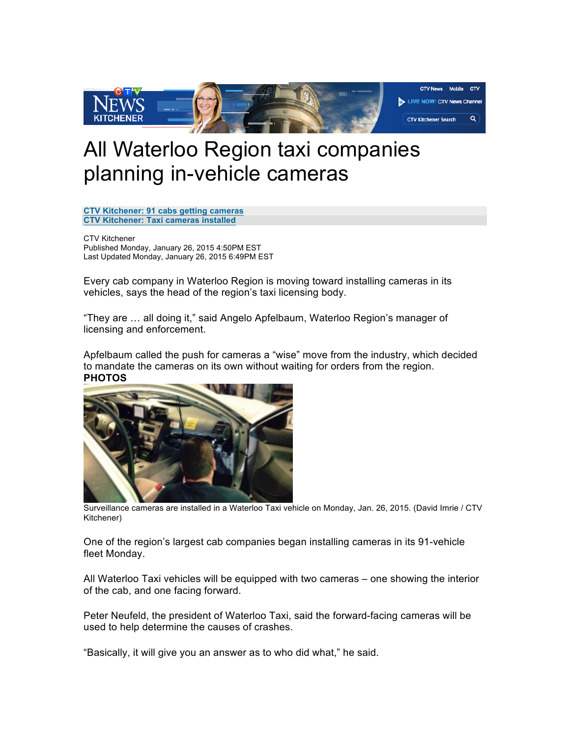# All Waterloo Region taxi companies planning in-vehicle cameras

**CTV Kitchener: 91 cabs getting cameras**
**CTV Kitchener: Taxi cameras installed**

CTV Kitchener
Published Monday, January 26, 2015 4:50PM EST
Last Updated Monday, January 26, 2015 6:49PM EST

Every cab company in Waterloo Region is moving toward installing cameras in its vehicles, says the head of the region's taxi licensing body.

"They are … all doing it," said Angelo Apfelbaum, Waterloo Region's manager of licensing and enforcement.

Apfelbaum called the push for cameras a "wise" move from the industry, which decided to mandate the cameras on its own without waiting for orders from the region.

**PHOTOS**

Surveillance cameras are installed in a Waterloo Taxi vehicle on Monday, Jan. 26, 2015. (David Imrie / CTV Kitchener)

One of the region's largest cab companies began installing cameras in its 91-vehicle fleet Monday.

All Waterloo Taxi vehicles will be equipped with two cameras – one showing the interior of the cab, and one facing forward.

Peter Neufeld, the president of Waterloo Taxi, said the forward-facing cameras will be used to help determine the causes of crashes.

"Basically, it will give you an answer as to who did what," he said.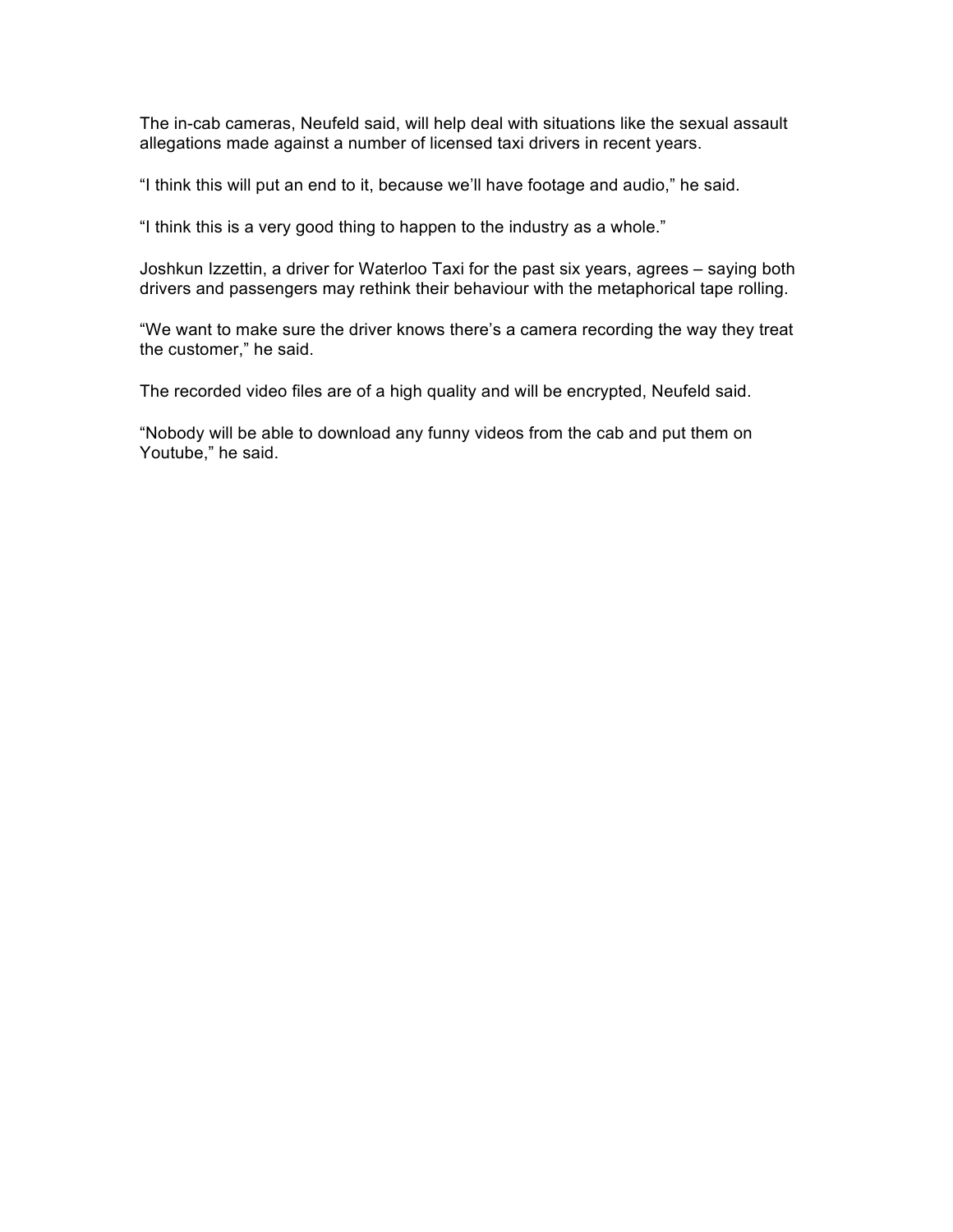The in-cab cameras, Neufeld said, will help deal with situations like the sexual assault allegations made against a number of licensed taxi drivers in recent years.

“I think this will put an end to it, because we’ll have footage and audio,” he said.

“I think this is a very good thing to happen to the industry as a whole.”

Joshkun Izzettin, a driver for Waterloo Taxi for the past six years, agrees – saying both drivers and passengers may rethink their behaviour with the metaphorical tape rolling.

“We want to make sure the driver knows there’s a camera recording the way they treat the customer,” he said.

The recorded video files are of a high quality and will be encrypted, Neufeld said.

“Nobody will be able to download any funny videos from the cab and put them on Youtube,” he said.